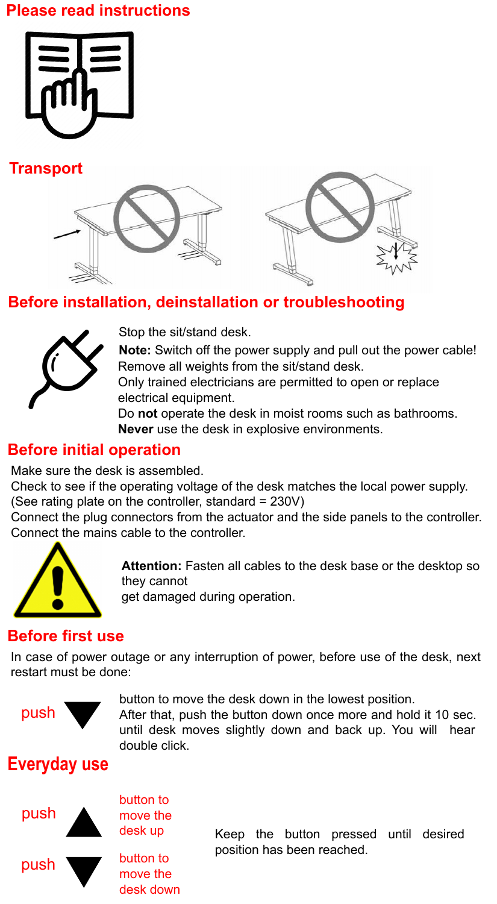## Please read instructions

## Transport

## Before installation, deinstallation or troubleshooting

Stop the sit/stand desk.

**Note:** Switch off the power supply and pull out the power cable!

Remove all weights from the sit/stand desk.

Only trained electricians are permitted to open or replace electrical equipment.

Do **not** operate the desk in moist rooms such as bathrooms.

**Never** use the desk in explosive environments.

## Before initial operation

Make sure the desk is assembled.

Check to see if the operating voltage of the desk matches the local power supply. (See rating plate on the controller, standard = 230V)

Connect the plug connectors from the actuator and the side panels to the controller.

Connect the mains cable to the controller.

**Attention:** Fasten all cables to the desk base or the desktop so they cannot get damaged during operation.

## Before first use

In case of power outage or any interruption of power, before use of the desk, next restart must be done:

push ▼ button to move the desk down in the lowest position. After that, push the button down once more and hold it 10 sec. until desk moves slightly down and back up. You will hear double click.

## Everyday use

push ▲ button to move the desk up

push ▼ button to move the desk down

Keep the button pressed until desired position has been reached.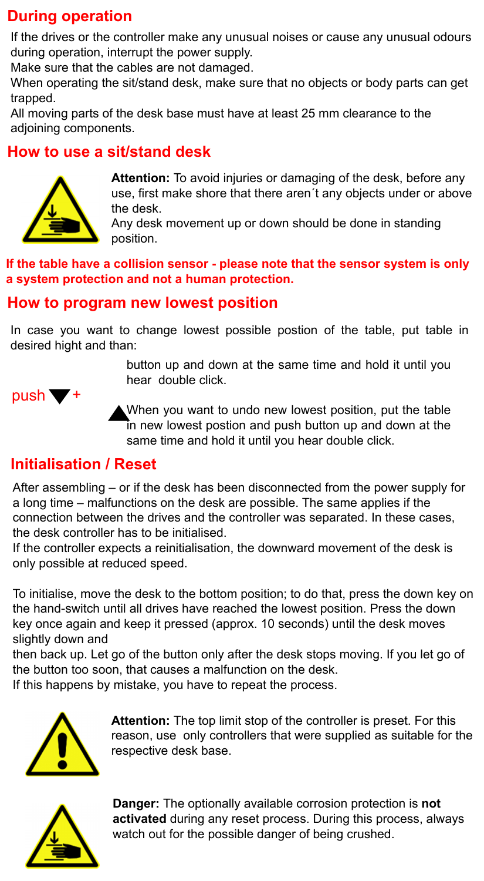## During operation

If the drives or the controller make any unusual noises or cause any unusual odours during operation, interrupt the power supply.
Make sure that the cables are not damaged.
When operating the sit/stand desk, make sure that no objects or body parts can get trapped.
All moving parts of the desk base must have at least 25 mm clearance to the adjoining components.

## How to use a sit/stand desk

**Attention:** To avoid injuries or damaging of the desk, before any use, first make shore that there aren´t any objects under or above the desk.
Any desk movement up or down should be done in standing position.

**If the table have a collision sensor - please note that the sensor system is only a system protection and not a human protection.**

## How to program new lowest position

In case you want to change lowest possible postion of the table, put table in desired hight and than:

push ▼ + ▲ button up and down at the same time and hold it until you hear double click.

When you want to undo new lowest position, put the table in new lowest postion and push button up and down at the same time and hold it until you hear double click.

## Initialisation / Reset

After assembling – or if the desk has been disconnected from the power supply for a long time – malfunctions on the desk are possible. The same applies if the connection between the drives and the controller was separated. In these cases, the desk controller has to be initialised.
If the controller expects a reinitialisation, the downward movement of the desk is only possible at reduced speed.

To initialise, move the desk to the bottom position; to do that, press the down key on the hand-switch until all drives have reached the lowest position. Press the down key once again and keep it pressed (approx. 10 seconds) until the desk moves slightly down and
then back up. Let go of the button only after the desk stops moving. If you let go of the button too soon, that causes a malfunction on the desk.
If this happens by mistake, you have to repeat the process.

**Attention:** The top limit stop of the controller is preset. For this reason, use only controllers that were supplied as suitable for the respective desk base.

**Danger:** The optionally available corrosion protection is **not activated** during any reset process. During this process, always watch out for the possible danger of being crushed.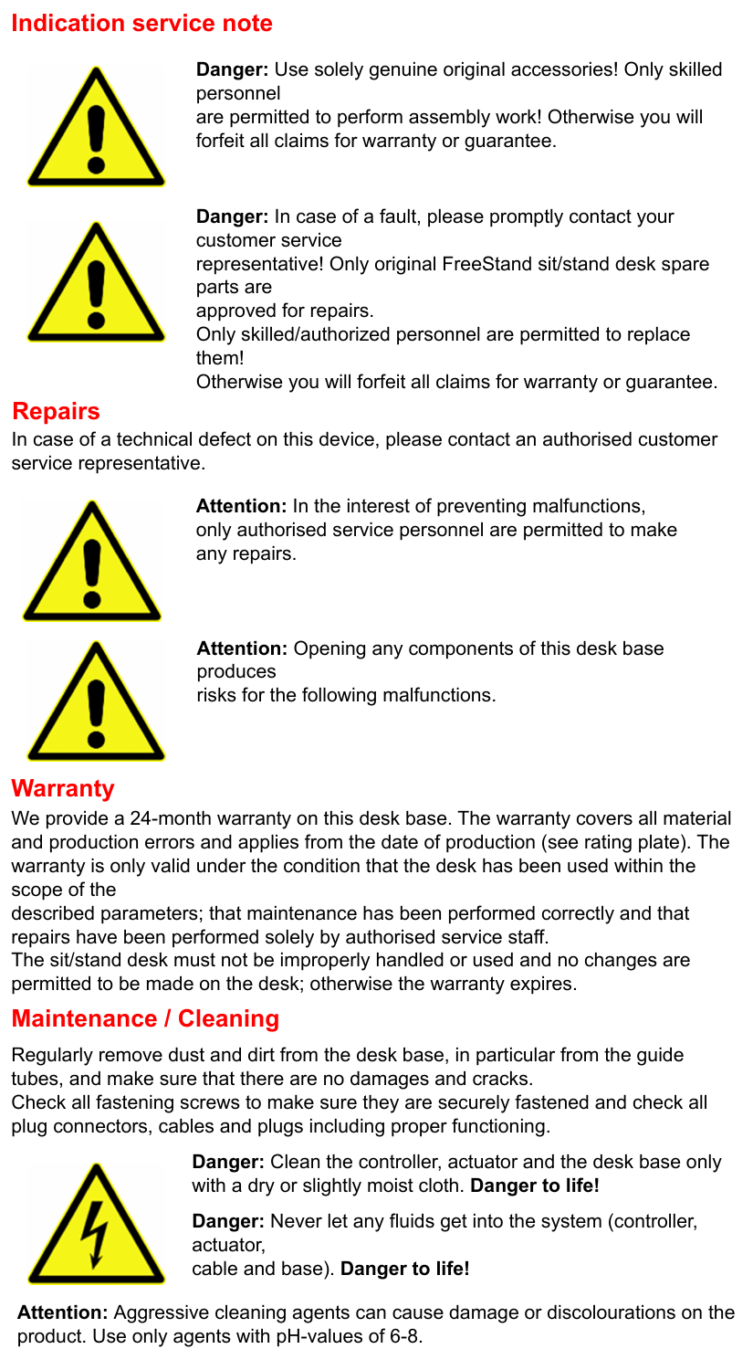## Indication service note

**Danger:** Use solely genuine original accessories! Only skilled personnel
are permitted to perform assembly work! Otherwise you will forfeit all claims for warranty or guarantee.

**Danger:** In case of a fault, please promptly contact your customer service
representative! Only original FreeStand sit/stand desk spare parts are
approved for repairs.
Only skilled/authorized personnel are permitted to replace them!
Otherwise you will forfeit all claims for warranty or guarantee.

## Repairs

In case of a technical defect on this device, please contact an authorised customer service representative.

**Attention:** In the interest of preventing malfunctions, only authorised service personnel are permitted to make any repairs.

**Attention:** Opening any components of this desk base produces
risks for the following malfunctions.

## Warranty

We provide a 24-month warranty on this desk base. The warranty covers all material and production errors and applies from the date of production (see rating plate). The warranty is only valid under the condition that the desk has been used within the scope of the
described parameters; that maintenance has been performed correctly and that repairs have been performed solely by authorised service staff.
The sit/stand desk must not be improperly handled or used and no changes are permitted to be made on the desk; otherwise the warranty expires.

## Maintenance / Cleaning

Regularly remove dust and dirt from the desk base, in particular from the guide tubes, and make sure that there are no damages and cracks.
Check all fastening screws to make sure they are securely fastened and check all plug connectors, cables and plugs including proper functioning.

**Danger:** Clean the controller, actuator and the desk base only with a dry or slightly moist cloth. **Danger to life!**

**Danger:** Never let any fluids get into the system (controller, actuator,
cable and base). **Danger to life!**

**Attention:** Aggressive cleaning agents can cause damage or discolourations on the product. Use only agents with pH-values of 6-8.